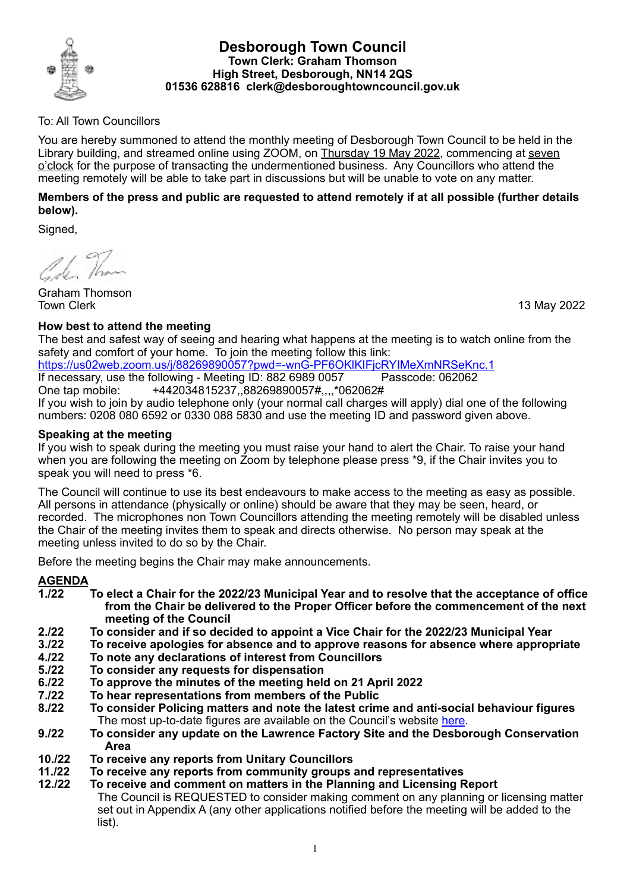# Desborough Town Council

**Town Clerk: Graham Thomson**
**High Street, Desborough, NN14 2QS**
**01536 628816 clerk@desboroughtowncouncil.gov.uk**

To: All Town Councillors

You are hereby summoned to attend the monthly meeting of Desborough Town Council to be held in the Library building, and streamed online using ZOOM, on Thursday 19 May 2022, commencing at seven o'clock for the purpose of transacting the undermentioned business. Any Councillors who attend the meeting remotely will be able to take part in discussions but will be unable to vote on any matter.

**Members of the press and public are requested to attend remotely if at all possible (further details below).**

Signed,

Graham Thomson
Town Clerk

13 May 2022

### How best to attend the meeting

The best and safest way of seeing and hearing what happens at the meeting is to watch online from the safety and comfort of your home. To join the meeting follow this link:
https://us02web.zoom.us/j/88269890057?pwd=-wnG-PF6OKlKIFjcRYIMeXmNRSeKnc.1
If necessary, use the following - Meeting ID: 882 6989 0057 Passcode: 062062
One tap mobile: +442034815237,,88269890057#,,,,*062062#
If you wish to join by audio telephone only (your normal call charges will apply) dial one of the following numbers: 0208 080 6592 or 0330 088 5830 and use the meeting ID and password given above.

### Speaking at the meeting

If you wish to speak during the meeting you must raise your hand to alert the Chair. To raise your hand when you are following the meeting on Zoom by telephone please press *9, if the Chair invites you to speak you will need to press *6.

The Council will continue to use its best endeavours to make access to the meeting as easy as possible. All persons in attendance (physically or online) should be aware that they may be seen, heard, or recorded. The microphones non Town Councillors attending the meeting remotely will be disabled unless the Chair of the meeting invites them to speak and directs otherwise. No person may speak at the meeting unless invited to do so by the Chair.

Before the meeting begins the Chair may make announcements.

## AGENDA

**1./22 To elect a Chair for the 2022/23 Municipal Year and to resolve that the acceptance of office from the Chair be delivered to the Proper Officer before the commencement of the next meeting of the Council**

**2./22 To consider and if so decided to appoint a Vice Chair for the 2022/23 Municipal Year**

**3./22 To receive apologies for absence and to approve reasons for absence where appropriate**

**4./22 To note any declarations of interest from Councillors**

**5./22 To consider any requests for dispensation**

**6./22 To approve the minutes of the meeting held on 21 April 2022**

**7./22 To hear representations from members of the Public**

**8./22 To consider Policing matters and note the latest crime and anti-social behaviour figures**
The most up-to-date figures are available on the Council's website here.

**9./22 To consider any update on the Lawrence Factory Site and the Desborough Conservation Area**

**10./22 To receive any reports from Unitary Councillors**

**11./22 To receive any reports from community groups and representatives**

**12./22 To receive and comment on matters in the Planning and Licensing Report**
The Council is REQUESTED to consider making comment on any planning or licensing matter set out in Appendix A (any other applications notified before the meeting will be added to the list).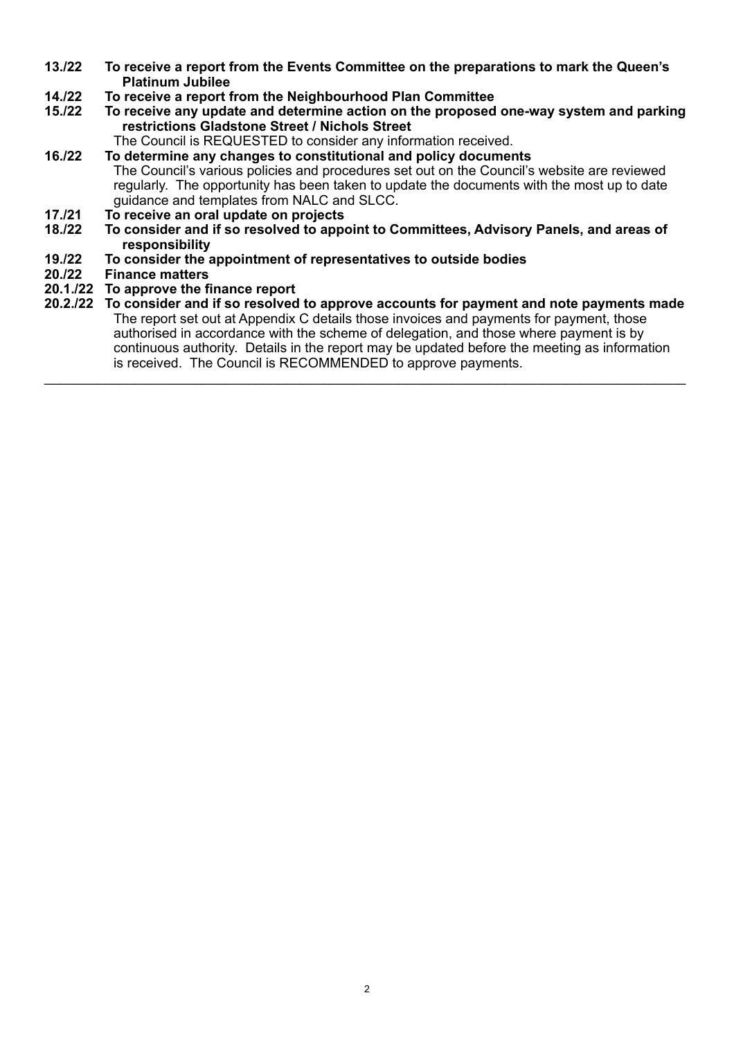**13./22 To receive a report from the Events Committee on the preparations to mark the Queen's Platinum Jubilee**

**14./22 To receive a report from the Neighbourhood Plan Committee**

**15./22 To receive any update and determine action on the proposed one-way system and parking restrictions Gladstone Street / Nichols Street**

The Council is REQUESTED to consider any information received.

**16./22 To determine any changes to constitutional and policy documents**

The Council's various policies and procedures set out on the Council's website are reviewed regularly. The opportunity has been taken to update the documents with the most up to date guidance and templates from NALC and SLCC.

**17./21 To receive an oral update on projects**

**18./22 To consider and if so resolved to appoint to Committees, Advisory Panels, and areas of responsibility**

**19./22 To consider the appointment of representatives to outside bodies**

**20./22 Finance matters**

**20.1./22 To approve the finance report**

**20.2./22 To consider and if so resolved to approve accounts for payment and note payments made**

The report set out at Appendix C details those invoices and payments for payment, those authorised in accordance with the scheme of delegation, and those where payment is by continuous authority. Details in the report may be updated before the meeting as information is received. The Council is RECOMMENDED to approve payments.

---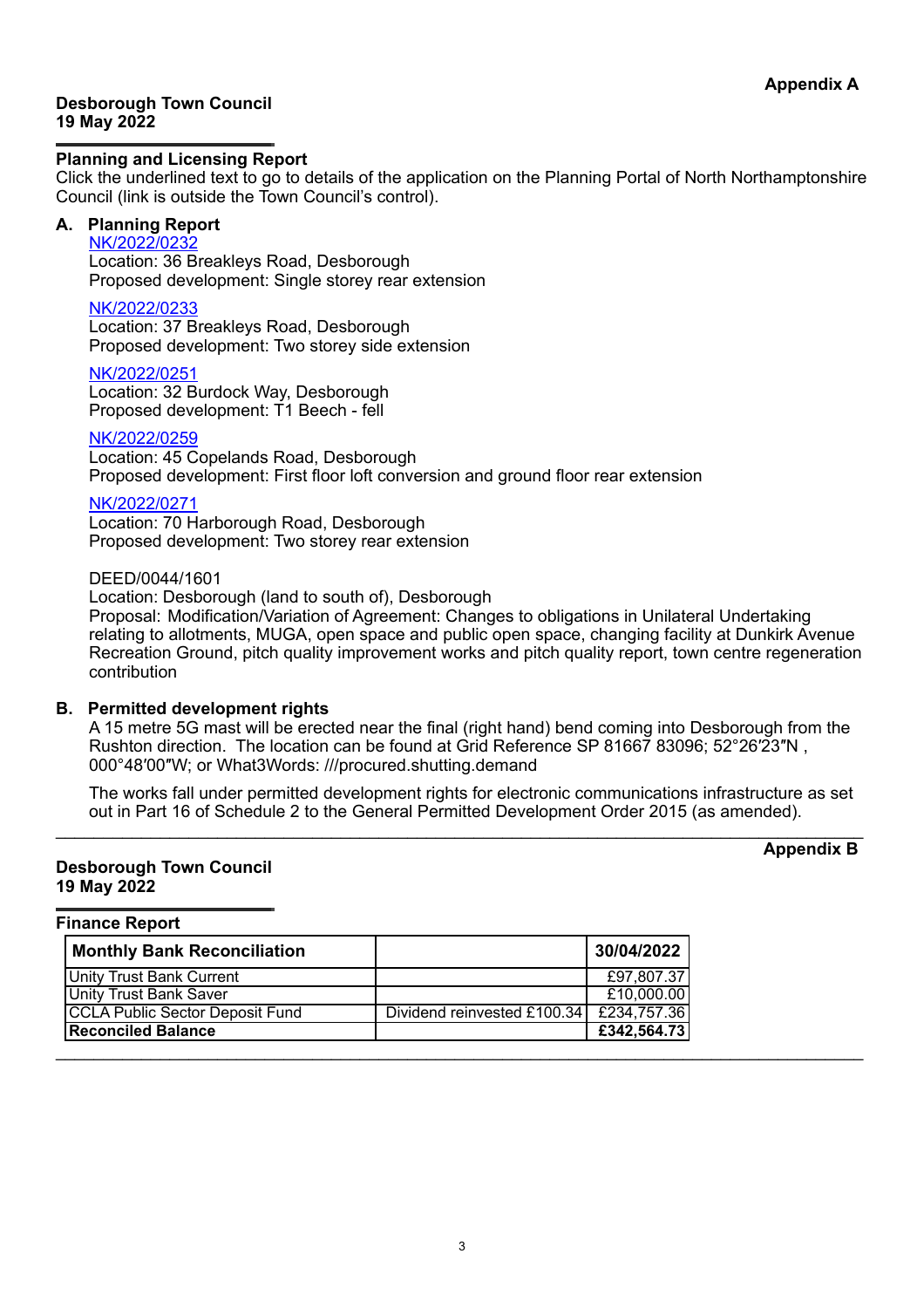**Appendix A**

**Desborough Town Council**
**19 May 2022**

## Planning and Licensing Report

Click the underlined text to go to details of the application on the Planning Portal of North Northamptonshire Council (link is outside the Town Council's control).

### A. Planning Report

NK/2022/0232
Location: 36 Breakleys Road, Desborough
Proposed development: Single storey rear extension

NK/2022/0233
Location: 37 Breakleys Road, Desborough
Proposed development: Two storey side extension

NK/2022/0251
Location: 32 Burdock Way, Desborough
Proposed development: T1 Beech - fell

NK/2022/0259
Location: 45 Copelands Road, Desborough
Proposed development: First floor loft conversion and ground floor rear extension

NK/2022/0271
Location: 70 Harborough Road, Desborough
Proposed development: Two storey rear extension

DEED/0044/1601
Location: Desborough (land to south of), Desborough
Proposal: Modification/Variation of Agreement: Changes to obligations in Unilateral Undertaking relating to allotments, MUGA, open space and public open space, changing facility at Dunkirk Avenue Recreation Ground, pitch quality improvement works and pitch quality report, town centre regeneration contribution

### B. Permitted development rights

A 15 metre 5G mast will be erected near the final (right hand) bend coming into Desborough from the Rushton direction. The location can be found at Grid Reference SP 81667 83096; 52°26′23″N , 000°48′00″W; or What3Words: ///procured.shutting.demand

The works fall under permitted development rights for electronic communications infrastructure as set out in Part 16 of Schedule 2 to the General Permitted Development Order 2015 (as amended).

---

**Appendix B**

**Desborough Town Council**
**19 May 2022**

## Finance Report

| Monthly Bank Reconciliation | | 30/04/2022 |
|---|---|---|
| Unity Trust Bank Current | | £97,807.37 |
| Unity Trust Bank Saver | | £10,000.00 |
| CCLA Public Sector Deposit Fund | Dividend reinvested £100.34 | £234,757.36 |
| **Reconciled Balance** | | **£342,564.73** |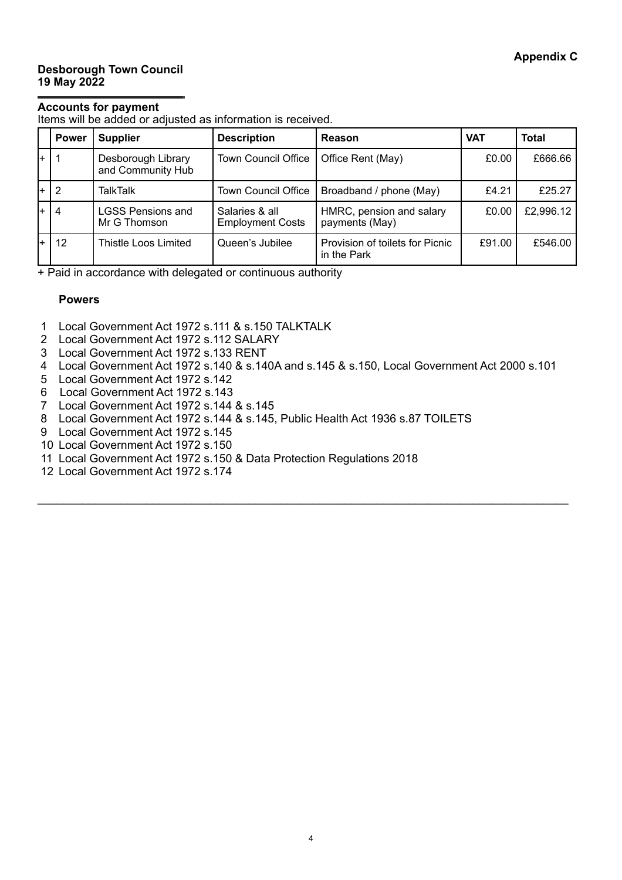**Appendix C**

**Desborough Town Council**
**19 May 2022**

**Accounts for payment**

Items will be added or adjusted as information is received.

| | Power | Supplier | Description | Reason | VAT | Total |
|---|---|---|---|---|---|---|
| + | 1 | Desborough Library and Community Hub | Town Council Office | Office Rent (May) | £0.00 | £666.66 |
| + | 2 | TalkTalk | Town Council Office | Broadband / phone (May) | £4.21 | £25.27 |
| + | 4 | LGSS Pensions and Mr G Thomson | Salaries & all Employment Costs | HMRC, pension and salary payments (May) | £0.00 | £2,996.12 |
| + | 12 | Thistle Loos Limited | Queen's Jubilee | Provision of toilets for Picnic in the Park | £91.00 | £546.00 |

+ Paid in accordance with delegated or continuous authority

**Powers**

1. Local Government Act 1972 s.111 & s.150 TALKTALK
2. Local Government Act 1972 s.112 SALARY
3. Local Government Act 1972 s.133 RENT
4. Local Government Act 1972 s.140 & s.140A and s.145 & s.150, Local Government Act 2000 s.101
5. Local Government Act 1972 s.142
6. Local Government Act 1972 s.143
7. Local Government Act 1972 s.144 & s.145
8. Local Government Act 1972 s.144 & s.145, Public Health Act 1936 s.87 TOILETS
9. Local Government Act 1972 s.145
10. Local Government Act 1972 s.150
11. Local Government Act 1972 s.150 & Data Protection Regulations 2018
12. Local Government Act 1972 s.174